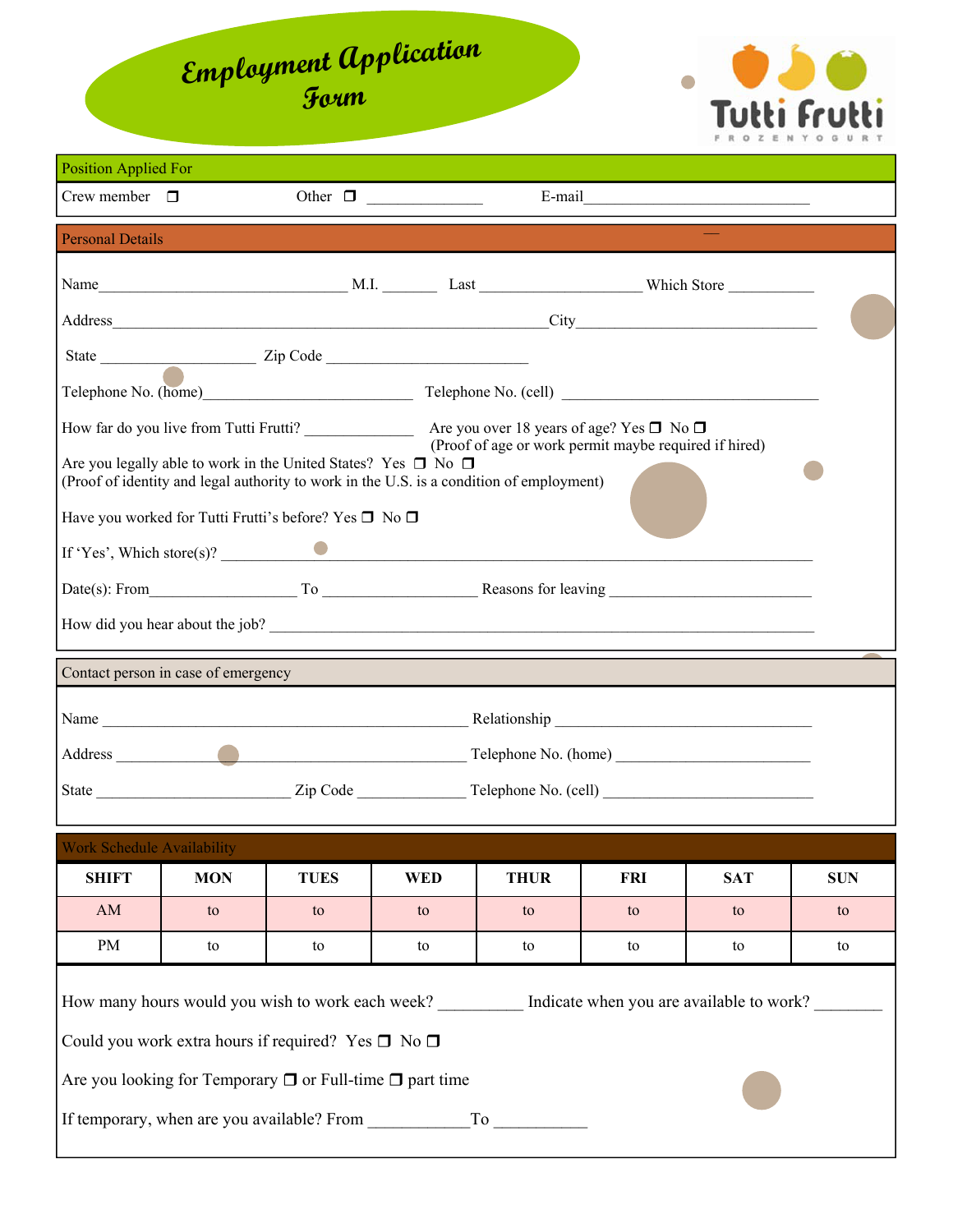# Employment Application Form

Tutti Frutti
FROZEN YOGURT

## Position Applied For

Crew member ❒ Other ❒ _______________ E-mail_____________________________

## Personal Details

Name_______________________________ M.I. _______ Last ____________________ Which Store ___________

Address______________________________________________________City______________________________

State ____________________ Zip Code _________________________

Telephone No. (home)___________________________ Telephone No. (cell) ________________________________

How far do you live from Tutti Frutti? ______________ Are you over 18 years of age? Yes ❒ No ❒
(Proof of age or work permit maybe required if hired)

Are you legally able to work in the United States? Yes ❒ No ❒
(Proof of identity and legal authority to work in the U.S. is a condition of employment)

Have you worked for Tutti Frutti's before? Yes ❒ No ❒

If 'Yes', Which store(s)? ________________________________________________________________________

Date(s): From__________________ To ___________________ Reasons for leaving _________________________

How did you hear about the job? __________________________________________________________________

## Contact person in case of emergency

Name ______________________________________________ Relationship _______________________________

Address ____________________________________________ Telephone No. (home) ________________________

State ________________________ Zip Code _____________ Telephone No. (cell) ___________________________

## Work Schedule Availability

| SHIFT | MON | TUES | WED | THUR | FRI | SAT | SUN |
|---|---|---|---|---|---|---|---|
| AM | to | to | to | to | to | to | to |
| PM | to | to | to | to | to | to | to |

How many hours would you wish to work each week? __________ Indicate when you are available to work? ________

Could you work extra hours if required? Yes ❒ No ❒

Are you looking for Temporary ❒ or Full-time ❒ part time

If temporary, when are you available? From ____________To ___________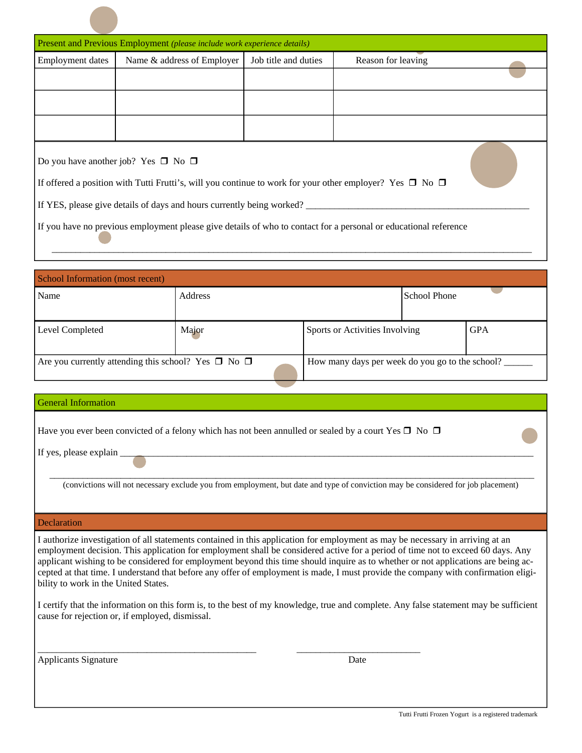## Present and Previous Employment *(please include work experience details)*

| Employment dates | Name & address of Employer | Job title and duties | Reason for leaving |
|---|---|---|---|
| | | | |
| | | | |
| | | | |

Do you have another job? Yes ❒ No ❒

If offered a position with Tutti Frutti's, will you continue to work for your other employer? Yes ❒ No ❒

If YES, please give details of days and hours currently being worked? _______________________________________________

If you have no previous employment please give details of who to contact for a personal or educational reference

_______________________________________________________________________________________________

## School Information (most recent)

| Name | Address | | School Phone |
|---|---|---|---|
| Level Completed | Major | Sports or Activities Involving | GPA |
| Are you currently attending this school? Yes ❒ No ❒ | | How many days per week do you go to the school? ______ | |

## General Information

Have you ever been convicted of a felony which has not been annulled or sealed by a court Yes ❒ No ❒

If yes, please explain ___________________________________________________________________________

_______________________________________________________________________________________________

(convictions will not necessary exclude you from employment, but date and type of conviction may be considered for job placement)

## Declaration

I authorize investigation of all statements contained in this application for employment as may be necessary in arriving at an employment decision. This application for employment shall be considered active for a period of time not to exceed 60 days. Any applicant wishing to be considered for employment beyond this time should inquire as to whether or not applications are being accepted at that time. I understand that before any offer of employment is made, I must provide the company with confirmation eligibility to work in the United States.

I certify that the information on this form is, to the best of my knowledge, true and complete. Any false statement may be sufficient cause for rejection or, if employed, dismissal.

_____________________________________________ ___________________________

Applicants Signature Date

Tutti Frutti Frozen Yogurt is a registered trademark